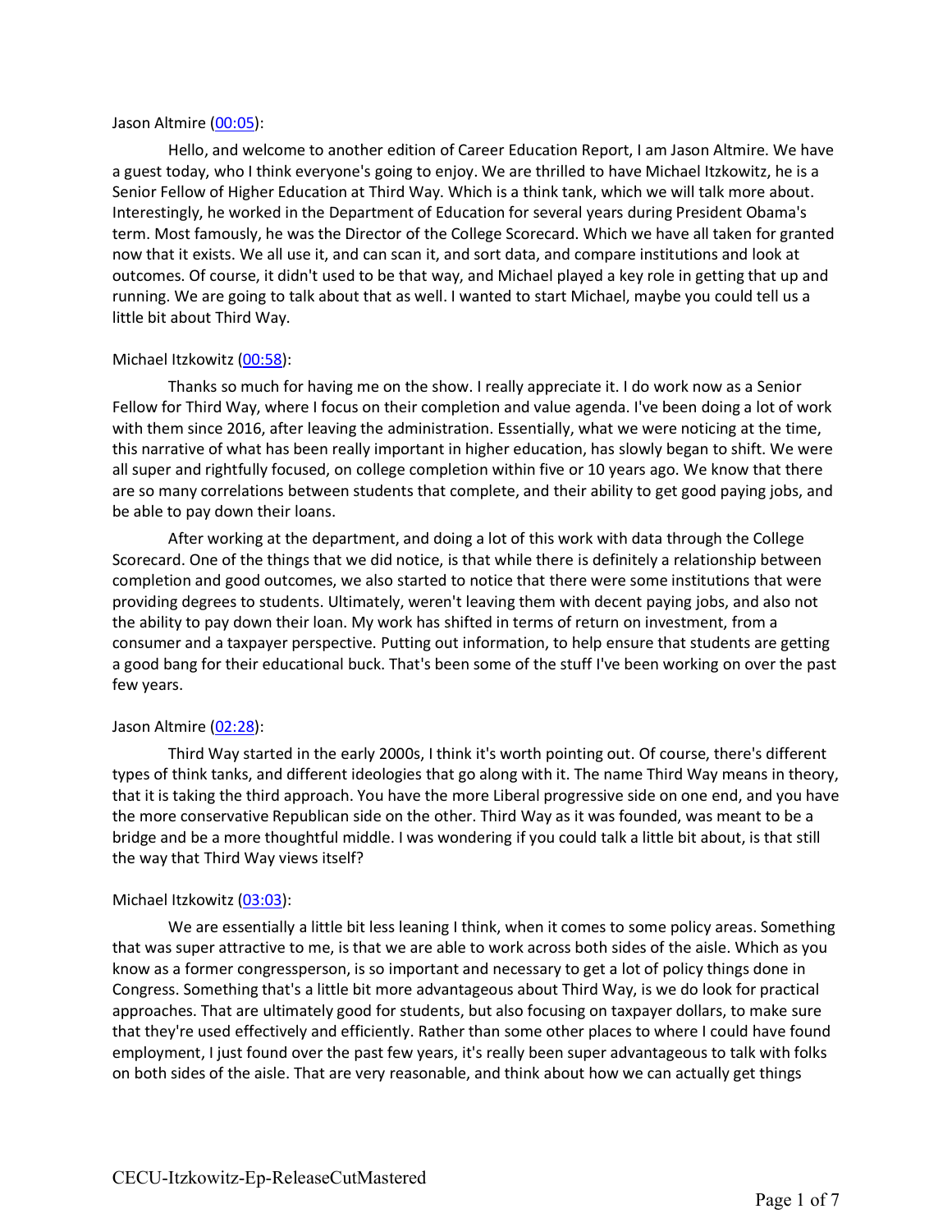Jason Altmire ([00:05](#)):

Hello, and welcome to another edition of Career Education Report, I am Jason Altmire. We have a guest today, who I think everyone's going to enjoy. We are thrilled to have Michael Itzkowitz, he is a Senior Fellow of Higher Education at Third Way. Which is a think tank, which we will talk more about. Interestingly, he worked in the Department of Education for several years during President Obama's term. Most famously, he was the Director of the College Scorecard. Which we have all taken for granted now that it exists. We all use it, and can scan it, and sort data, and compare institutions and look at outcomes. Of course, it didn't used to be that way, and Michael played a key role in getting that up and running. We are going to talk about that as well. I wanted to start Michael, maybe you could tell us a little bit about Third Way.

Michael Itzkowitz ([00:58](#)):

Thanks so much for having me on the show. I really appreciate it. I do work now as a Senior Fellow for Third Way, where I focus on their completion and value agenda. I've been doing a lot of work with them since 2016, after leaving the administration. Essentially, what we were noticing at the time, this narrative of what has been really important in higher education, has slowly began to shift. We were all super and rightfully focused, on college completion within five or 10 years ago. We know that there are so many correlations between students that complete, and their ability to get good paying jobs, and be able to pay down their loans.

After working at the department, and doing a lot of this work with data through the College Scorecard. One of the things that we did notice, is that while there is definitely a relationship between completion and good outcomes, we also started to notice that there were some institutions that were providing degrees to students. Ultimately, weren't leaving them with decent paying jobs, and also not the ability to pay down their loan. My work has shifted in terms of return on investment, from a consumer and a taxpayer perspective. Putting out information, to help ensure that students are getting a good bang for their educational buck. That's been some of the stuff I've been working on over the past few years.

Jason Altmire ([02:28](#)):

Third Way started in the early 2000s, I think it's worth pointing out. Of course, there's different types of think tanks, and different ideologies that go along with it. The name Third Way means in theory, that it is taking the third approach. You have the more Liberal progressive side on one end, and you have the more conservative Republican side on the other. Third Way as it was founded, was meant to be a bridge and be a more thoughtful middle. I was wondering if you could talk a little bit about, is that still the way that Third Way views itself?

Michael Itzkowitz ([03:03](#)):

We are essentially a little bit less leaning I think, when it comes to some policy areas. Something that was super attractive to me, is that we are able to work across both sides of the aisle. Which as you know as a former congressperson, is so important and necessary to get a lot of policy things done in Congress. Something that's a little bit more advantageous about Third Way, is we do look for practical approaches. That are ultimately good for students, but also focusing on taxpayer dollars, to make sure that they're used effectively and efficiently. Rather than some other places to where I could have found employment, I just found over the past few years, it's really been super advantageous to talk with folks on both sides of the aisle. That are very reasonable, and think about how we can actually get things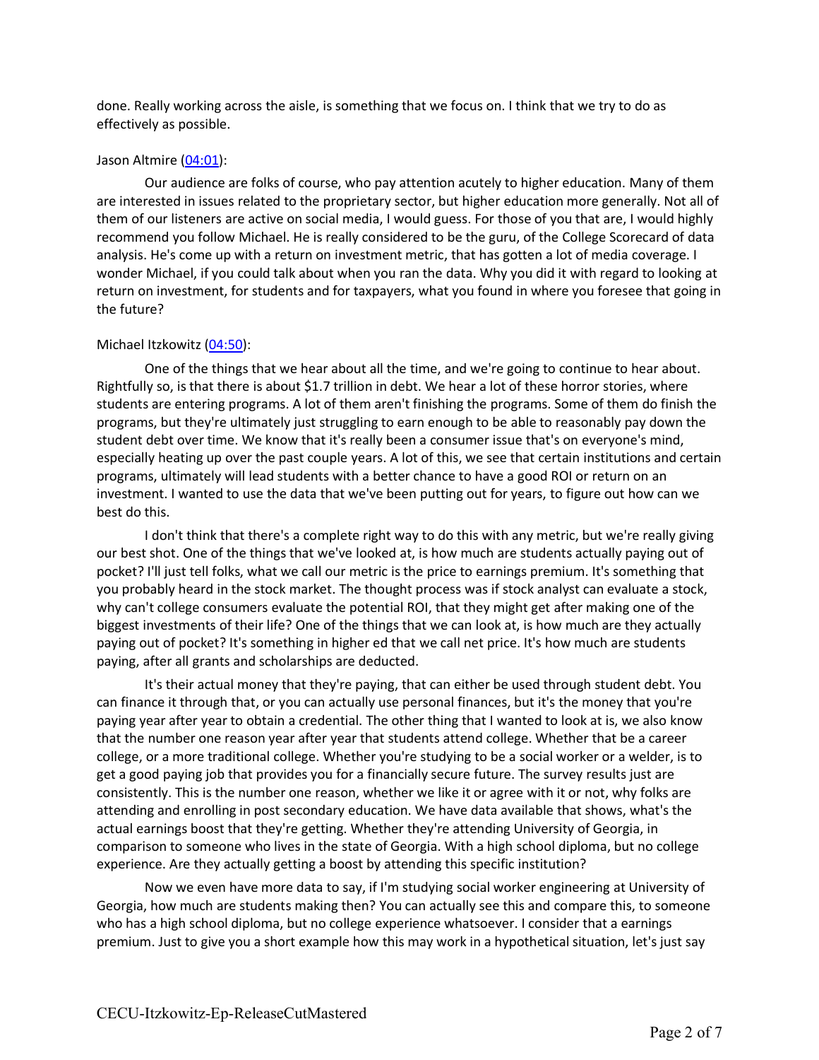done. Really working across the aisle, is something that we focus on. I think that we try to do as effectively as possible.

Jason Altmire ([04:01](04:01)):

Our audience are folks of course, who pay attention acutely to higher education. Many of them are interested in issues related to the proprietary sector, but higher education more generally. Not all of them of our listeners are active on social media, I would guess. For those of you that are, I would highly recommend you follow Michael. He is really considered to be the guru, of the College Scorecard of data analysis. He's come up with a return on investment metric, that has gotten a lot of media coverage. I wonder Michael, if you could talk about when you ran the data. Why you did it with regard to looking at return on investment, for students and for taxpayers, what you found in where you foresee that going in the future?

Michael Itzkowitz ([04:50](04:50)):

One of the things that we hear about all the time, and we're going to continue to hear about. Rightfully so, is that there is about $1.7 trillion in debt. We hear a lot of these horror stories, where students are entering programs. A lot of them aren't finishing the programs. Some of them do finish the programs, but they're ultimately just struggling to earn enough to be able to reasonably pay down the student debt over time. We know that it's really been a consumer issue that's on everyone's mind, especially heating up over the past couple years. A lot of this, we see that certain institutions and certain programs, ultimately will lead students with a better chance to have a good ROI or return on an investment. I wanted to use the data that we've been putting out for years, to figure out how can we best do this.

I don't think that there's a complete right way to do this with any metric, but we're really giving our best shot. One of the things that we've looked at, is how much are students actually paying out of pocket? I'll just tell folks, what we call our metric is the price to earnings premium. It's something that you probably heard in the stock market. The thought process was if stock analyst can evaluate a stock, why can't college consumers evaluate the potential ROI, that they might get after making one of the biggest investments of their life? One of the things that we can look at, is how much are they actually paying out of pocket? It's something in higher ed that we call net price. It's how much are students paying, after all grants and scholarships are deducted.

It's their actual money that they're paying, that can either be used through student debt. You can finance it through that, or you can actually use personal finances, but it's the money that you're paying year after year to obtain a credential. The other thing that I wanted to look at is, we also know that the number one reason year after year that students attend college. Whether that be a career college, or a more traditional college. Whether you're studying to be a social worker or a welder, is to get a good paying job that provides you for a financially secure future. The survey results just are consistently. This is the number one reason, whether we like it or agree with it or not, why folks are attending and enrolling in post secondary education. We have data available that shows, what's the actual earnings boost that they're getting. Whether they're attending University of Georgia, in comparison to someone who lives in the state of Georgia. With a high school diploma, but no college experience. Are they actually getting a boost by attending this specific institution?

Now we even have more data to say, if I'm studying social worker engineering at University of Georgia, how much are students making then? You can actually see this and compare this, to someone who has a high school diploma, but no college experience whatsoever. I consider that a earnings premium. Just to give you a short example how this may work in a hypothetical situation, let's just say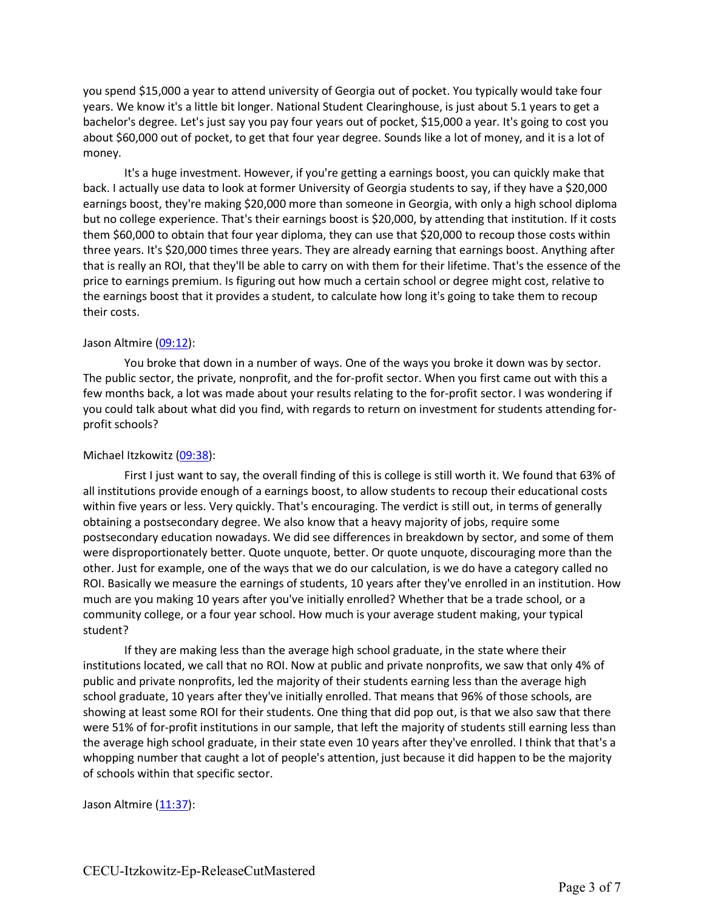you spend $15,000 a year to attend university of Georgia out of pocket. You typically would take four years. We know it's a little bit longer. National Student Clearinghouse, is just about 5.1 years to get a bachelor's degree. Let's just say you pay four years out of pocket, $15,000 a year. It's going to cost you about $60,000 out of pocket, to get that four year degree. Sounds like a lot of money, and it is a lot of money.

It's a huge investment. However, if you're getting a earnings boost, you can quickly make that back. I actually use data to look at former University of Georgia students to say, if they have a $20,000 earnings boost, they're making $20,000 more than someone in Georgia, with only a high school diploma but no college experience. That's their earnings boost is $20,000, by attending that institution. If it costs them $60,000 to obtain that four year diploma, they can use that $20,000 to recoup those costs within three years. It's $20,000 times three years. They are already earning that earnings boost. Anything after that is really an ROI, that they'll be able to carry on with them for their lifetime. That's the essence of the price to earnings premium. Is figuring out how much a certain school or degree might cost, relative to the earnings boost that it provides a student, to calculate how long it's going to take them to recoup their costs.

Jason Altmire ([09:12]()):

You broke that down in a number of ways. One of the ways you broke it down was by sector. The public sector, the private, nonprofit, and the for-profit sector. When you first came out with this a few months back, a lot was made about your results relating to the for-profit sector. I was wondering if you could talk about what did you find, with regards to return on investment for students attending for-profit schools?

Michael Itzkowitz ([09:38]()):

First I just want to say, the overall finding of this is college is still worth it. We found that 63% of all institutions provide enough of a earnings boost, to allow students to recoup their educational costs within five years or less. Very quickly. That's encouraging. The verdict is still out, in terms of generally obtaining a postsecondary degree. We also know that a heavy majority of jobs, require some postsecondary education nowadays. We did see differences in breakdown by sector, and some of them were disproportionately better. Quote unquote, better. Or quote unquote, discouraging more than the other. Just for example, one of the ways that we do our calculation, is we do have a category called no ROI. Basically we measure the earnings of students, 10 years after they've enrolled in an institution. How much are you making 10 years after you've initially enrolled? Whether that be a trade school, or a community college, or a four year school. How much is your average student making, your typical student?

If they are making less than the average high school graduate, in the state where their institutions located, we call that no ROI. Now at public and private nonprofits, we saw that only 4% of public and private nonprofits, led the majority of their students earning less than the average high school graduate, 10 years after they've initially enrolled. That means that 96% of those schools, are showing at least some ROI for their students. One thing that did pop out, is that we also saw that there were 51% of for-profit institutions in our sample, that left the majority of students still earning less than the average high school graduate, in their state even 10 years after they've enrolled. I think that that's a whopping number that caught a lot of people's attention, just because it did happen to be the majority of schools within that specific sector.

Jason Altmire ([11:37]()):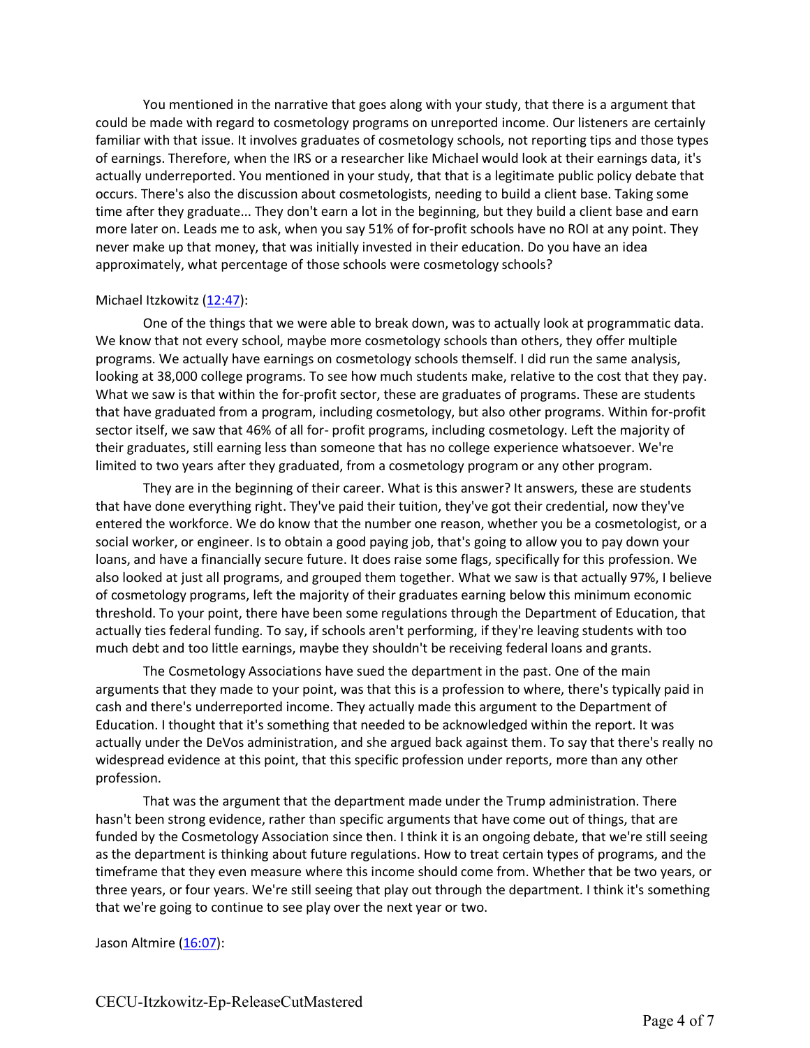You mentioned in the narrative that goes along with your study, that there is a argument that could be made with regard to cosmetology programs on unreported income. Our listeners are certainly familiar with that issue. It involves graduates of cosmetology schools, not reporting tips and those types of earnings. Therefore, when the IRS or a researcher like Michael would look at their earnings data, it's actually underreported. You mentioned in your study, that that is a legitimate public policy debate that occurs. There's also the discussion about cosmetologists, needing to build a client base. Taking some time after they graduate... They don't earn a lot in the beginning, but they build a client base and earn more later on. Leads me to ask, when you say 51% of for-profit schools have no ROI at any point. They never make up that money, that was initially invested in their education. Do you have an idea approximately, what percentage of those schools were cosmetology schools?

Michael Itzkowitz ([12:47](12:47)):

One of the things that we were able to break down, was to actually look at programmatic data. We know that not every school, maybe more cosmetology schools than others, they offer multiple programs. We actually have earnings on cosmetology schools themself. I did run the same analysis, looking at 38,000 college programs. To see how much students make, relative to the cost that they pay. What we saw is that within the for-profit sector, these are graduates of programs. These are students that have graduated from a program, including cosmetology, but also other programs. Within for-profit sector itself, we saw that 46% of all for- profit programs, including cosmetology. Left the majority of their graduates, still earning less than someone that has no college experience whatsoever. We're limited to two years after they graduated, from a cosmetology program or any other program.

They are in the beginning of their career. What is this answer? It answers, these are students that have done everything right. They've paid their tuition, they've got their credential, now they've entered the workforce. We do know that the number one reason, whether you be a cosmetologist, or a social worker, or engineer. Is to obtain a good paying job, that's going to allow you to pay down your loans, and have a financially secure future. It does raise some flags, specifically for this profession. We also looked at just all programs, and grouped them together. What we saw is that actually 97%, I believe of cosmetology programs, left the majority of their graduates earning below this minimum economic threshold. To your point, there have been some regulations through the Department of Education, that actually ties federal funding. To say, if schools aren't performing, if they're leaving students with too much debt and too little earnings, maybe they shouldn't be receiving federal loans and grants.

The Cosmetology Associations have sued the department in the past. One of the main arguments that they made to your point, was that this is a profession to where, there's typically paid in cash and there's underreported income. They actually made this argument to the Department of Education. I thought that it's something that needed to be acknowledged within the report. It was actually under the DeVos administration, and she argued back against them. To say that there's really no widespread evidence at this point, that this specific profession under reports, more than any other profession.

That was the argument that the department made under the Trump administration. There hasn't been strong evidence, rather than specific arguments that have come out of things, that are funded by the Cosmetology Association since then. I think it is an ongoing debate, that we're still seeing as the department is thinking about future regulations. How to treat certain types of programs, and the timeframe that they even measure where this income should come from. Whether that be two years, or three years, or four years. We're still seeing that play out through the department. I think it's something that we're going to continue to see play over the next year or two.

Jason Altmire ([16:07](16:07)):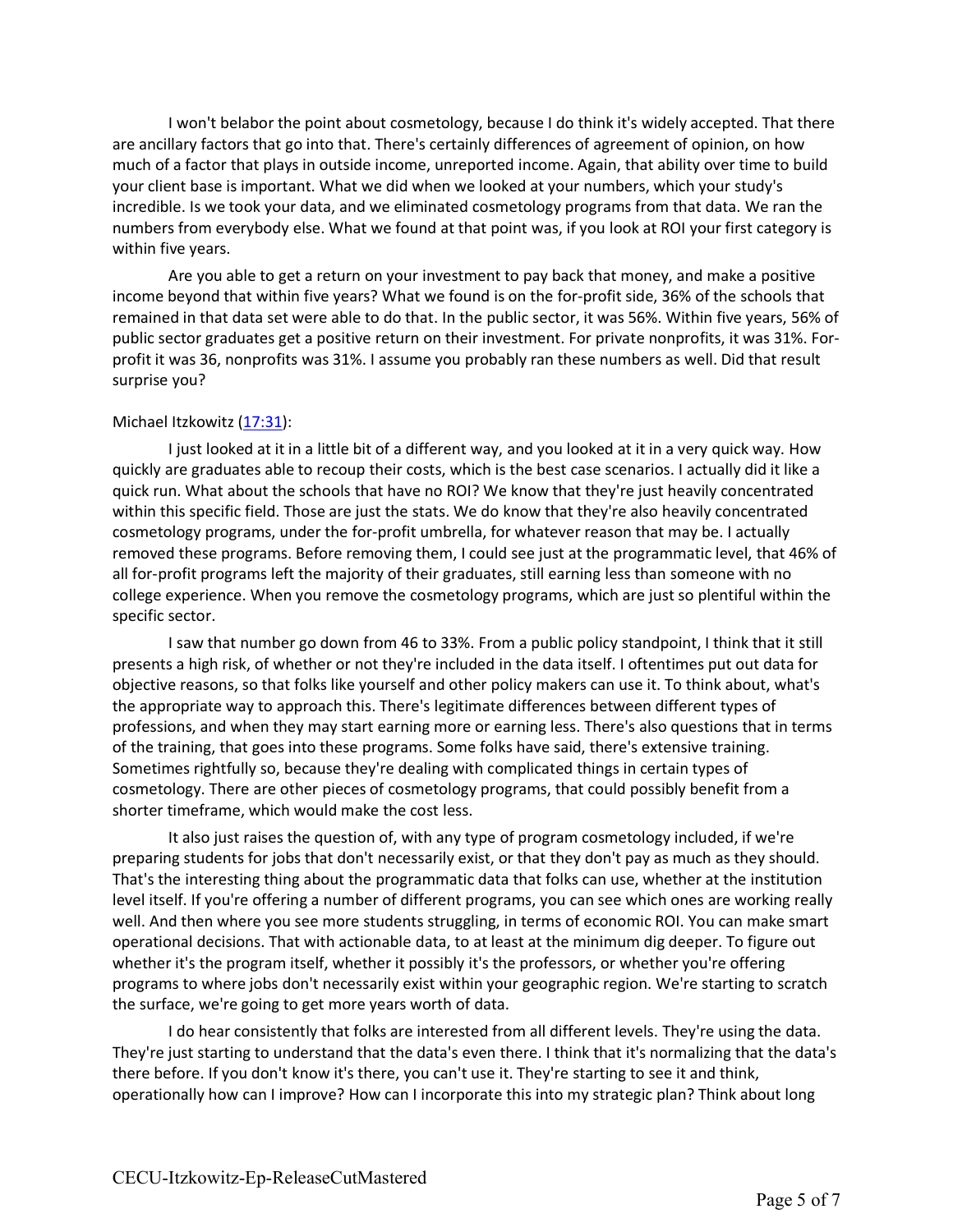I won't belabor the point about cosmetology, because I do think it's widely accepted. That there are ancillary factors that go into that. There's certainly differences of agreement of opinion, on how much of a factor that plays in outside income, unreported income. Again, that ability over time to build your client base is important. What we did when we looked at your numbers, which your study's incredible. Is we took your data, and we eliminated cosmetology programs from that data. We ran the numbers from everybody else. What we found at that point was, if you look at ROI your first category is within five years.

Are you able to get a return on your investment to pay back that money, and make a positive income beyond that within five years? What we found is on the for-profit side, 36% of the schools that remained in that data set were able to do that. In the public sector, it was 56%. Within five years, 56% of public sector graduates get a positive return on their investment. For private nonprofits, it was 31%. For-profit it was 36, nonprofits was 31%. I assume you probably ran these numbers as well. Did that result surprise you?

Michael Itzkowitz ([17:31]):

I just looked at it in a little bit of a different way, and you looked at it in a very quick way. How quickly are graduates able to recoup their costs, which is the best case scenarios. I actually did it like a quick run. What about the schools that have no ROI? We know that they're just heavily concentrated within this specific field. Those are just the stats. We do know that they're also heavily concentrated cosmetology programs, under the for-profit umbrella, for whatever reason that may be. I actually removed these programs. Before removing them, I could see just at the programmatic level, that 46% of all for-profit programs left the majority of their graduates, still earning less than someone with no college experience. When you remove the cosmetology programs, which are just so plentiful within the specific sector.

I saw that number go down from 46 to 33%. From a public policy standpoint, I think that it still presents a high risk, of whether or not they're included in the data itself. I oftentimes put out data for objective reasons, so that folks like yourself and other policy makers can use it. To think about, what's the appropriate way to approach this. There's legitimate differences between different types of professions, and when they may start earning more or earning less. There's also questions that in terms of the training, that goes into these programs. Some folks have said, there's extensive training. Sometimes rightfully so, because they're dealing with complicated things in certain types of cosmetology. There are other pieces of cosmetology programs, that could possibly benefit from a shorter timeframe, which would make the cost less.

It also just raises the question of, with any type of program cosmetology included, if we're preparing students for jobs that don't necessarily exist, or that they don't pay as much as they should. That's the interesting thing about the programmatic data that folks can use, whether at the institution level itself. If you're offering a number of different programs, you can see which ones are working really well. And then where you see more students struggling, in terms of economic ROI. You can make smart operational decisions. That with actionable data, to at least at the minimum dig deeper. To figure out whether it's the program itself, whether it possibly it's the professors, or whether you're offering programs to where jobs don't necessarily exist within your geographic region. We're starting to scratch the surface, we're going to get more years worth of data.

I do hear consistently that folks are interested from all different levels. They're using the data. They're just starting to understand that the data's even there. I think that it's normalizing that the data's there before. If you don't know it's there, you can't use it. They're starting to see it and think, operationally how can I improve? How can I incorporate this into my strategic plan? Think about long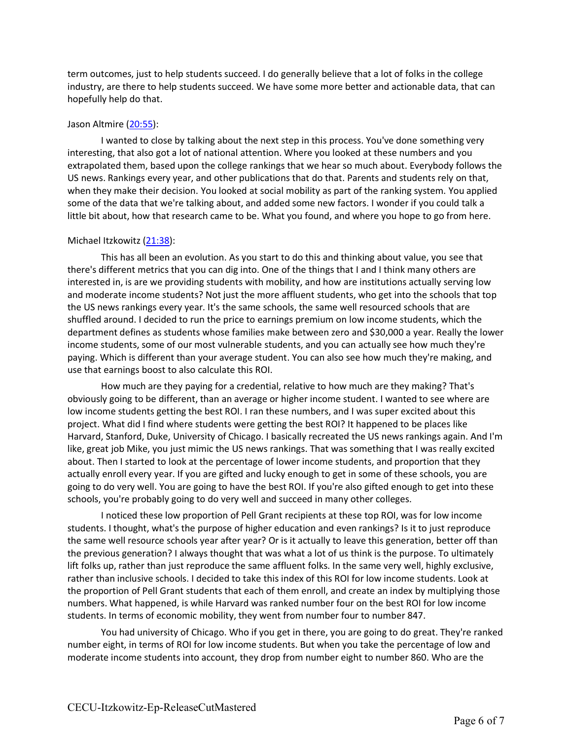term outcomes, just to help students succeed. I do generally believe that a lot of folks in the college industry, are there to help students succeed. We have some more better and actionable data, that can hopefully help do that.

Jason Altmire ([20:55](#)):

I wanted to close by talking about the next step in this process. You've done something very interesting, that also got a lot of national attention. Where you looked at these numbers and you extrapolated them, based upon the college rankings that we hear so much about. Everybody follows the US news. Rankings every year, and other publications that do that. Parents and students rely on that, when they make their decision. You looked at social mobility as part of the ranking system. You applied some of the data that we're talking about, and added some new factors. I wonder if you could talk a little bit about, how that research came to be. What you found, and where you hope to go from here.

Michael Itzkowitz ([21:38](#)):

This has all been an evolution. As you start to do this and thinking about value, you see that there's different metrics that you can dig into. One of the things that I and I think many others are interested in, is are we providing students with mobility, and how are institutions actually serving low and moderate income students? Not just the more affluent students, who get into the schools that top the US news rankings every year. It's the same schools, the same well resourced schools that are shuffled around. I decided to run the price to earnings premium on low income students, which the department defines as students whose families make between zero and $30,000 a year. Really the lower income students, some of our most vulnerable students, and you can actually see how much they're paying. Which is different than your average student. You can also see how much they're making, and use that earnings boost to also calculate this ROI.

How much are they paying for a credential, relative to how much are they making? That's obviously going to be different, than an average or higher income student. I wanted to see where are low income students getting the best ROI. I ran these numbers, and I was super excited about this project. What did I find where students were getting the best ROI? It happened to be places like Harvard, Stanford, Duke, University of Chicago. I basically recreated the US news rankings again. And I'm like, great job Mike, you just mimic the US news rankings. That was something that I was really excited about. Then I started to look at the percentage of lower income students, and proportion that they actually enroll every year. If you are gifted and lucky enough to get in some of these schools, you are going to do very well. You are going to have the best ROI. If you're also gifted enough to get into these schools, you're probably going to do very well and succeed in many other colleges.

I noticed these low proportion of Pell Grant recipients at these top ROI, was for low income students. I thought, what's the purpose of higher education and even rankings? Is it to just reproduce the same well resource schools year after year? Or is it actually to leave this generation, better off than the previous generation? I always thought that was what a lot of us think is the purpose. To ultimately lift folks up, rather than just reproduce the same affluent folks. In the same very well, highly exclusive, rather than inclusive schools. I decided to take this index of this ROI for low income students. Look at the proportion of Pell Grant students that each of them enroll, and create an index by multiplying those numbers. What happened, is while Harvard was ranked number four on the best ROI for low income students. In terms of economic mobility, they went from number four to number 847.

You had university of Chicago. Who if you get in there, you are going to do great. They're ranked number eight, in terms of ROI for low income students. But when you take the percentage of low and moderate income students into account, they drop from number eight to number 860. Who are the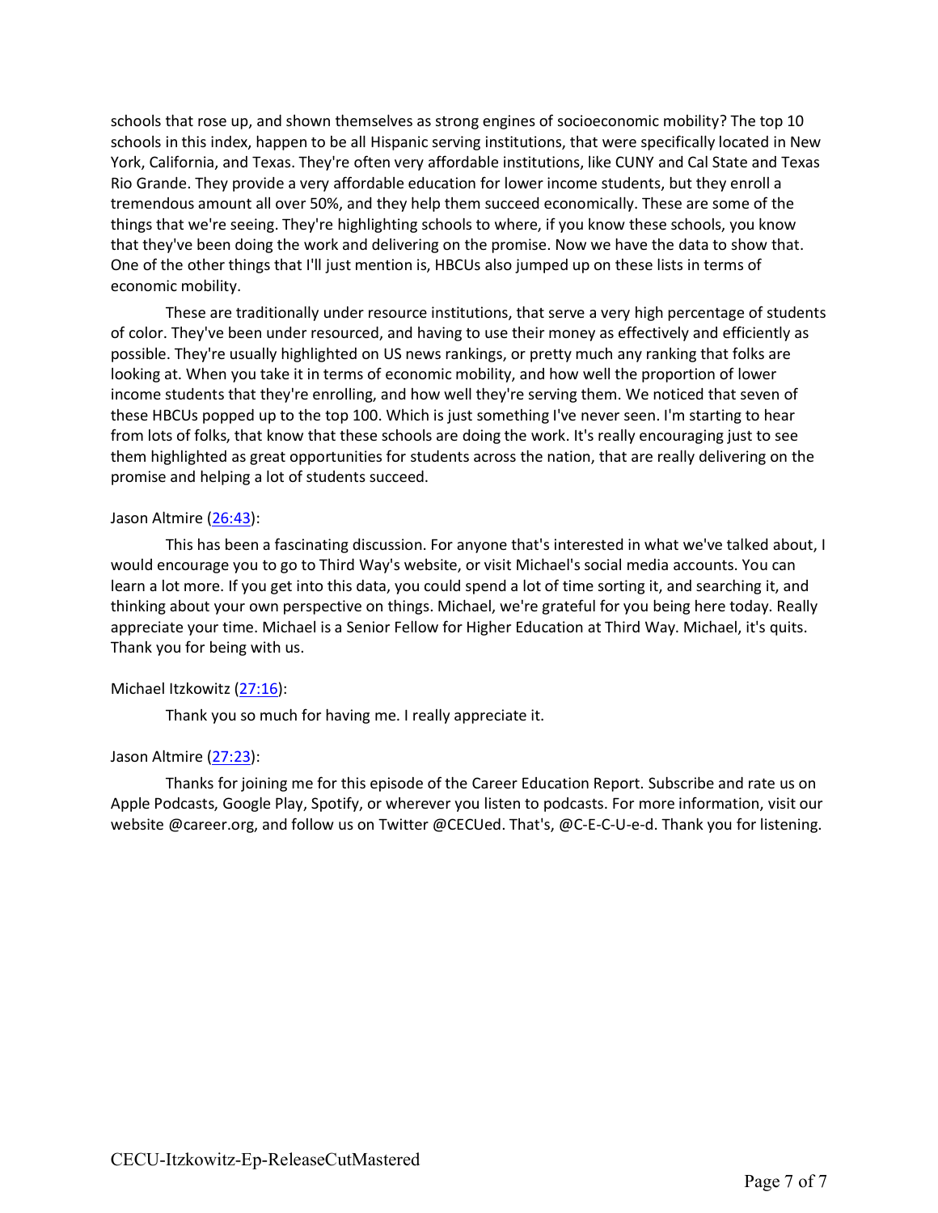schools that rose up, and shown themselves as strong engines of socioeconomic mobility? The top 10 schools in this index, happen to be all Hispanic serving institutions, that were specifically located in New York, California, and Texas. They're often very affordable institutions, like CUNY and Cal State and Texas Rio Grande. They provide a very affordable education for lower income students, but they enroll a tremendous amount all over 50%, and they help them succeed economically. These are some of the things that we're seeing. They're highlighting schools to where, if you know these schools, you know that they've been doing the work and delivering on the promise. Now we have the data to show that. One of the other things that I'll just mention is, HBCUs also jumped up on these lists in terms of economic mobility.

These are traditionally under resource institutions, that serve a very high percentage of students of color. They've been under resourced, and having to use their money as effectively and efficiently as possible. They're usually highlighted on US news rankings, or pretty much any ranking that folks are looking at. When you take it in terms of economic mobility, and how well the proportion of lower income students that they're enrolling, and how well they're serving them. We noticed that seven of these HBCUs popped up to the top 100. Which is just something I've never seen. I'm starting to hear from lots of folks, that know that these schools are doing the work. It's really encouraging just to see them highlighted as great opportunities for students across the nation, that are really delivering on the promise and helping a lot of students succeed.

Jason Altmire (26:43):

This has been a fascinating discussion. For anyone that's interested in what we've talked about, I would encourage you to go to Third Way's website, or visit Michael's social media accounts. You can learn a lot more. If you get into this data, you could spend a lot of time sorting it, and searching it, and thinking about your own perspective on things. Michael, we're grateful for you being here today. Really appreciate your time. Michael is a Senior Fellow for Higher Education at Third Way. Michael, it's quits. Thank you for being with us.

Michael Itzkowitz (27:16):

Thank you so much for having me. I really appreciate it.

Jason Altmire (27:23):

Thanks for joining me for this episode of the Career Education Report. Subscribe and rate us on Apple Podcasts, Google Play, Spotify, or wherever you listen to podcasts. For more information, visit our website @career.org, and follow us on Twitter @CECUed. That's, @C-E-C-U-e-d. Thank you for listening.